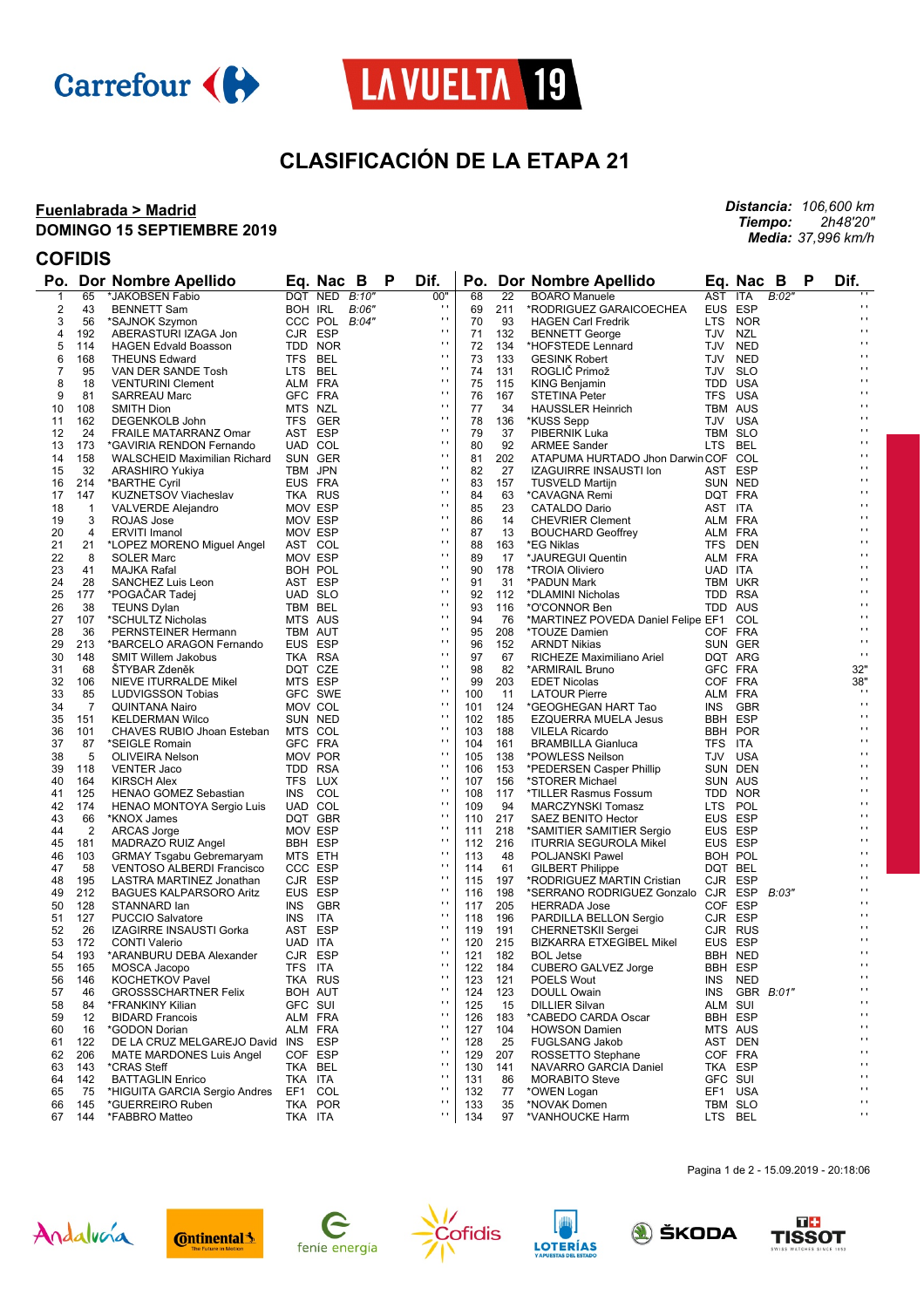# CLASIFICACIÓN DE LA ETAPA 21

**Fuenlabrada > Madrid**
**DOMINGO 15 SEPTIEMBRE 2019**

***Distancia:*** *106,600 km*
***Tiempo:*** *2h48'20"*
***Media:*** *37,996 km/h*

## COFIDIS

| Po. | Dor | Nombre Apellido | Eq. | Nac | B | P | Dif. |
|---|---|---|---|---|---|---|---|
| 1 | 65 | *JAKOBSEN Fabio | DQT | NED | B:10" | | 00" |
| 2 | 43 | BENNETT Sam | BOH | IRL | B:06" | | ' ' |
| 3 | 56 | *SAJNOK Szymon | CCC | POL | B:04" | | ' ' |
| 4 | 192 | ABERASTURI IZAGA Jon | CJR | ESP | | | ' ' |
| 5 | 114 | HAGEN Edvald Boasson | TDD | NOR | | | ' ' |
| 6 | 168 | THEUNS Edward | TFS | BEL | | | ' ' |
| 7 | 95 | VAN DER SANDE Tosh | LTS | BEL | | | ' ' |
| 8 | 18 | VENTURINI Clement | ALM | FRA | | | ' ' |
| 9 | 81 | SARREAU Marc | GFC | FRA | | | ' ' |
| 10 | 108 | SMITH Dion | MTS | NZL | | | ' ' |
| 11 | 162 | DEGENKOLB John | TFS | GER | | | ' ' |
| 12 | 24 | FRAILE MATARRANZ Omar | AST | ESP | | | ' ' |
| 13 | 173 | *GAVIRIA RENDON Fernando | UAD | COL | | | ' ' |
| 14 | 158 | WALSCHEID Maximilian Richard | SUN | GER | | | ' ' |
| 15 | 32 | ARASHIRO Yukiya | TBM | JPN | | | ' ' |
| 16 | 214 | *BARTHE Cyril | EUS | FRA | | | ' ' |
| 17 | 147 | KUZNETSOV Viacheslav | TKA | RUS | | | ' ' |
| 18 | 1 | VALVERDE Alejandro | MOV | ESP | | | ' ' |
| 19 | 3 | ROJAS Jose | MOV | ESP | | | ' ' |
| 20 | 4 | ERVITI Imanol | MOV | ESP | | | ' ' |
| 21 | 21 | *LOPEZ MORENO Miguel Angel | AST | COL | | | ' ' |
| 22 | 8 | SOLER Marc | MOV | ESP | | | ' ' |
| 23 | 41 | MAJKA Rafal | BOH | POL | | | ' ' |
| 24 | 28 | SANCHEZ Luis Leon | AST | ESP | | | ' ' |
| 25 | 177 | *POGAČAR Tadej | UAD | SLO | | | ' ' |
| 26 | 38 | TEUNS Dylan | TBM | BEL | | | ' ' |
| 27 | 107 | *SCHULTZ Nicholas | MTS | AUS | | | ' ' |
| 28 | 36 | PERNSTEINER Hermann | TBM | AUT | | | ' ' |
| 29 | 213 | *BARCELO ARAGON Fernando | EUS | ESP | | | ' ' |
| 30 | 148 | SMIT Willem Jakobus | TKA | RSA | | | ' ' |
| 31 | 68 | ŠTYBAR Zdeněk | DQT | CZE | | | ' ' |
| 32 | 106 | NIEVE ITURRALDE Mikel | MTS | ESP | | | ' ' |
| 33 | 85 | LUDVIGSSON Tobias | GFC | SWE | | | ' ' |
| 34 | 7 | QUINTANA Nairo | MOV | COL | | | ' ' |
| 35 | 151 | KELDERMAN Wilco | SUN | NED | | | ' ' |
| 36 | 101 | CHAVES RUBIO Jhoan Esteban | MTS | COL | | | ' ' |
| 37 | 87 | *SEIGLE Romain | GFC | FRA | | | ' ' |
| 38 | 5 | OLIVEIRA Nelson | MOV | POR | | | ' ' |
| 39 | 118 | VENTER Jaco | TDD | RSA | | | ' ' |
| 40 | 164 | KIRSCH Alex | TFS | LUX | | | ' ' |
| 41 | 125 | HENAO GOMEZ Sebastian | INS | COL | | | ' ' |
| 42 | 174 | HENAO MONTOYA Sergio Luis | UAD | COL | | | ' ' |
| 43 | 66 | *KNOX James | DQT | GBR | | | ' ' |
| 44 | 2 | ARCAS Jorge | MOV | ESP | | | ' ' |
| 45 | 181 | MADRAZO RUIZ Angel | BBH | ESP | | | ' ' |
| 46 | 103 | GRMAY Tsgabu Gebremaryam | MTS | ETH | | | ' ' |
| 47 | 58 | VENTOSO ALBERDI Francisco | CCC | ESP | | | ' ' |
| 48 | 195 | LASTRA MARTINEZ Jonathan | CJR | ESP | | | ' ' |
| 49 | 212 | BAGUES KALPARSORO Aritz | EUS | ESP | | | ' ' |
| 50 | 128 | STANNARD Ian | INS | GBR | | | ' ' |
| 51 | 127 | PUCCIO Salvatore | INS | ITA | | | ' ' |
| 52 | 26 | IZAGIRRE INSAUSTI Gorka | AST | ESP | | | ' ' |
| 53 | 172 | CONTI Valerio | UAD | ITA | | | ' ' |
| 54 | 193 | *ARANBURU DEBA Alexander | CJR | ESP | | | ' ' |
| 55 | 165 | MOSCA Jacopo | TFS | ITA | | | ' ' |
| 56 | 146 | KOCHETKOV Pavel | TKA | RUS | | | ' ' |
| 57 | 46 | GROSSCHARTNER Felix | BOH | AUT | | | ' ' |
| 58 | 84 | *FRANKINY Kilian | GFC | SUI | | | ' ' |
| 59 | 12 | BIDARD Francois | ALM | FRA | | | ' ' |
| 60 | 16 | *GODON Dorian | ALM | FRA | | | ' ' |
| 61 | 122 | DE LA CRUZ MELGAREJO David | INS | ESP | | | ' ' |
| 62 | 206 | MATE MARDONES Luis Angel | COF | ESP | | | ' ' |
| 63 | 143 | *CRAS Steff | TKA | BEL | | | ' ' |
| 64 | 142 | BATTAGLIN Enrico | TKA | ITA | | | ' ' |
| 65 | 75 | *HIGUITA GARCIA Sergio Andres | EF1 | COL | | | ' ' |
| 66 | 145 | *GUERREIRO Ruben | TKA | POR | | | ' ' |
| 67 | 144 | *FABBRO Matteo | TKA | ITA | | | ' ' |
| 68 | 22 | BOARO Manuele | AST | ITA | B:02" | | ' ' |
| 69 | 211 | *RODRIGUEZ GARAICOECHEA | EUS | ESP | | | ' ' |
| 70 | 93 | HAGEN Carl Fredrik | LTS | NOR | | | ' ' |
| 71 | 132 | BENNETT George | TJV | NZL | | | ' ' |
| 72 | 134 | *HOFSTEDE Lennard | TJV | NED | | | ' ' |
| 73 | 133 | GESINK Robert | TJV | NED | | | ' ' |
| 74 | 131 | ROGLIČ Primož | TJV | SLO | | | ' ' |
| 75 | 115 | KING Benjamin | TDD | USA | | | ' ' |
| 76 | 167 | STETINA Peter | TFS | USA | | | ' ' |
| 77 | 34 | HAUSSLER Heinrich | TBM | AUS | | | ' ' |
| 78 | 136 | *KUSS Sepp | TJV | USA | | | ' ' |
| 79 | 37 | PIBERNIK Luka | TBM | SLO | | | ' ' |
| 80 | 92 | ARMEE Sander | LTS | BEL | | | ' ' |
| 81 | 202 | ATAPUMA HURTADO Jhon Darwin | COF | COL | | | ' ' |
| 82 | 27 | IZAGUIRRE INSAUSTI Ion | AST | ESP | | | ' ' |
| 83 | 157 | TUSVELD Martijn | SUN | NED | | | ' ' |
| 84 | 63 | *CAVAGNA Remi | DQT | FRA | | | ' ' |
| 85 | 23 | CATALDO Dario | AST | ITA | | | ' ' |
| 86 | 14 | CHEVRIER Clement | ALM | FRA | | | ' ' |
| 87 | 13 | BOUCHARD Geoffrey | ALM | FRA | | | ' ' |
| 88 | 163 | *EG Niklas | TFS | DEN | | | ' ' |
| 89 | 17 | *JAUREGUI Quentin | ALM | FRA | | | ' ' |
| 90 | 178 | *TROIA Oliviero | UAD | ITA | | | ' ' |
| 91 | 31 | *PADUN Mark | TBM | UKR | | | ' ' |
| 92 | 112 | *DLAMINI Nicholas | TDD | RSA | | | ' ' |
| 93 | 116 | *O'CONNOR Ben | TDD | AUS | | | ' ' |
| 94 | 76 | *MARTINEZ POVEDA Daniel Felipe | EF1 | COL | | | ' ' |
| 95 | 208 | *TOUZE Damien | COF | FRA | | | ' ' |
| 96 | 152 | ARNDT Nikias | SUN | GER | | | ' ' |
| 97 | 67 | RICHEZE Maximiliano Ariel | DQT | ARG | | | ' ' |
| 98 | 82 | *ARMIRAIL Bruno | GFC | FRA | | | 32" |
| 99 | 203 | EDET Nicolas | COF | FRA | | | 38" |
| 100 | 11 | LATOUR Pierre | ALM | FRA | | | ' ' |
| 101 | 124 | *GEOGHEGAN HART Tao | INS | GBR | | | ' ' |
| 102 | 185 | EZQUERRA MUELA Jesus | BBH | ESP | | | ' ' |
| 103 | 188 | VILELA Ricardo | BBH | POR | | | ' ' |
| 104 | 161 | BRAMBILLA Gianluca | TFS | ITA | | | ' ' |
| 105 | 138 | *POWLESS Neilson | TJV | USA | | | ' ' |
| 106 | 153 | *PEDERSEN Casper Phillip | SUN | DEN | | | ' ' |
| 107 | 156 | *STORER Michael | SUN | AUS | | | ' ' |
| 108 | 117 | *TILLER Rasmus Fossum | TDD | NOR | | | ' ' |
| 109 | 94 | MARCZYNSKI Tomasz | LTS | POL | | | ' ' |
| 110 | 217 | SAEZ BENITO Hector | EUS | ESP | | | ' ' |
| 111 | 218 | *SAMITIER SAMITIER Sergio | EUS | ESP | | | ' ' |
| 112 | 216 | ITURRIA SEGUROLA Mikel | EUS | ESP | | | ' ' |
| 113 | 48 | POLJANSKI Pawel | BOH | POL | | | ' ' |
| 114 | 61 | GILBERT Philippe | DQT | BEL | | | ' ' |
| 115 | 197 | *RODRIGUEZ MARTIN Cristian | CJR | ESP | | | ' ' |
| 116 | 198 | *SERRANO RODRIGUEZ Gonzalo | CJR | ESP | B:03" | | ' ' |
| 117 | 205 | HERRADA Jose | COF | ESP | | | ' ' |
| 118 | 196 | PARDILLA BELLON Sergio | CJR | ESP | | | ' ' |
| 119 | 191 | CHERNETSKII Sergei | CJR | RUS | | | ' ' |
| 120 | 215 | BIZKARRA ETXEGIBEL Mikel | EUS | ESP | | | ' ' |
| 121 | 182 | BOL Jetse | BBH | NED | | | ' ' |
| 122 | 184 | CUBERO GALVEZ Jorge | BBH | ESP | | | ' ' |
| 123 | 121 | POELS Wout | INS | NED | | | ' ' |
| 124 | 123 | DOULL Owain | INS | GBR | B:01" | | ' ' |
| 125 | 15 | DILLIER Silvan | ALM | SUI | | | ' ' |
| 126 | 183 | *CABEDO CARDA Oscar | BBH | ESP | | | ' ' |
| 127 | 104 | HOWSON Damien | MTS | AUS | | | ' ' |
| 128 | 25 | FUGLSANG Jakob | AST | DEN | | | ' ' |
| 129 | 207 | ROSSETTO Stephane | COF | FRA | | | ' ' |
| 130 | 141 | NAVARRO GARCIA Daniel | TKA | ESP | | | ' ' |
| 131 | 86 | MORABITO Steve | GFC | SUI | | | ' ' |
| 132 | 77 | *OWEN Logan | EF1 | USA | | | ' ' |
| 133 | 35 | *NOVAK Domen | TBM | SLO | | | ' ' |
| 134 | 97 | *VANHOUCKE Harm | LTS | BEL | | | ' ' |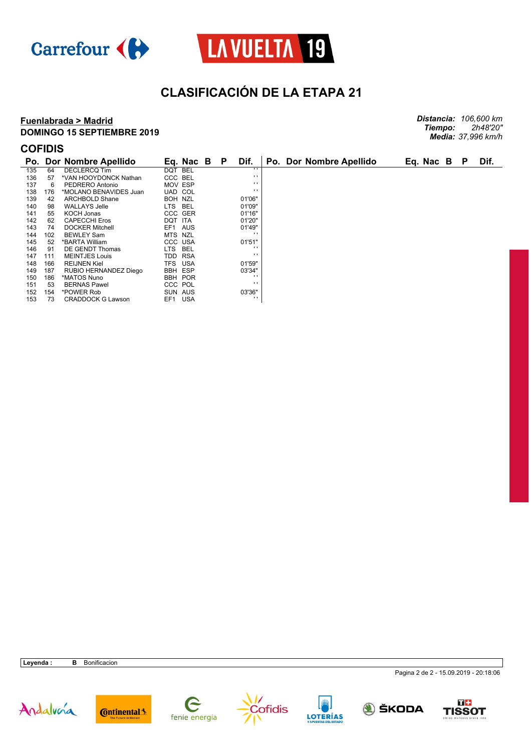# CLASIFICACIÓN DE LA ETAPA 21

**Fuenlabrada > Madrid**
**DOMINGO 15 SEPTIEMBRE 2019**

***Distancia:*** *106,600 km*
***Tiempo:*** *2h48'20"*
***Media:*** *37,996 km/h*

## COFIDIS

| Po. | Dor | Nombre Apellido | Eq. | Nac | B | P | Dif. |
|---|---|---|---|---|---|---|---|
| 135 | 64 | DECLERCQ Tim | DQT | BEL | | | ' ' |
| 136 | 57 | *VAN HOOYDONCK Nathan | CCC | BEL | | | ' ' |
| 137 | 6 | PEDRERO Antonio | MOV | ESP | | | ' ' |
| 138 | 176 | *MOLANO BENAVIDES Juan | UAD | COL | | | ' ' |
| 139 | 42 | ARCHBOLD Shane | BOH | NZL | | | 01'06" |
| 140 | 98 | WALLAYS Jelle | LTS | BEL | | | 01'09" |
| 141 | 55 | KOCH Jonas | CCC | GER | | | 01'16" |
| 142 | 62 | CAPECCHI Eros | DQT | ITA | | | 01'20" |
| 143 | 74 | DOCKER Mitchell | EF1 | AUS | | | 01'49" |
| 144 | 102 | BEWLEY Sam | MTS | NZL | | | ' ' |
| 145 | 52 | *BARTA William | CCC | USA | | | 01'51" |
| 146 | 91 | DE GENDT Thomas | LTS | BEL | | | ' ' |
| 147 | 111 | MEINTJES Louis | TDD | RSA | | | ' ' |
| 148 | 166 | REIJNEN Kiel | TFS | USA | | | 01'59" |
| 149 | 187 | RUBIO HERNANDEZ Diego | BBH | ESP | | | 03'34" |
| 150 | 186 | *MATOS Nuno | BBH | POR | | | ' ' |
| 151 | 53 | BERNAS Pawel | CCC | POL | | | ' ' |
| 152 | 154 | *POWER Rob | SUN | AUS | | | 03'36" |
| 153 | 73 | CRADDOCK G Lawson | EF1 | USA | | | ' ' |

**Leyenda :** **B** Bonificacion

Pagina 2 de 2 - 15.09.2019 - 20:18:06